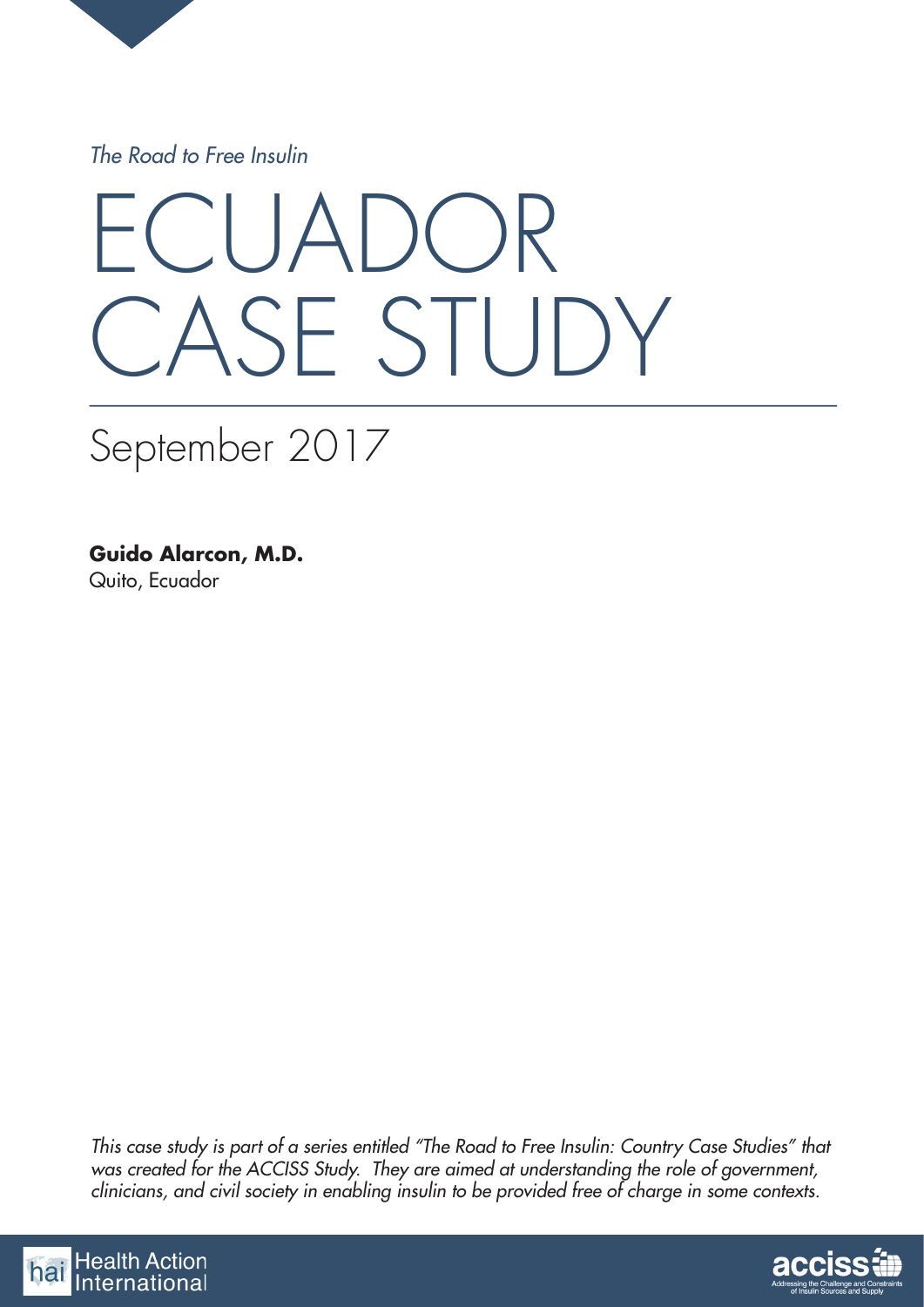*The Road to Free Insulin*

# ECUADOR CASE STUDY

## September 2017

**Guido Alarcon, M.D.**
Quito, Ecuador

*This case study is part of a series entitled "The Road to Free Insulin: Country Case Studies" that was created for the ACCISS Study. They are aimed at understanding the role of government, clinicians, and civil society in enabling insulin to be provided free of charge in some contexts.*

Health Action International

acciss — Addressing the Challenge and Constraints of Insulin Sources and Supply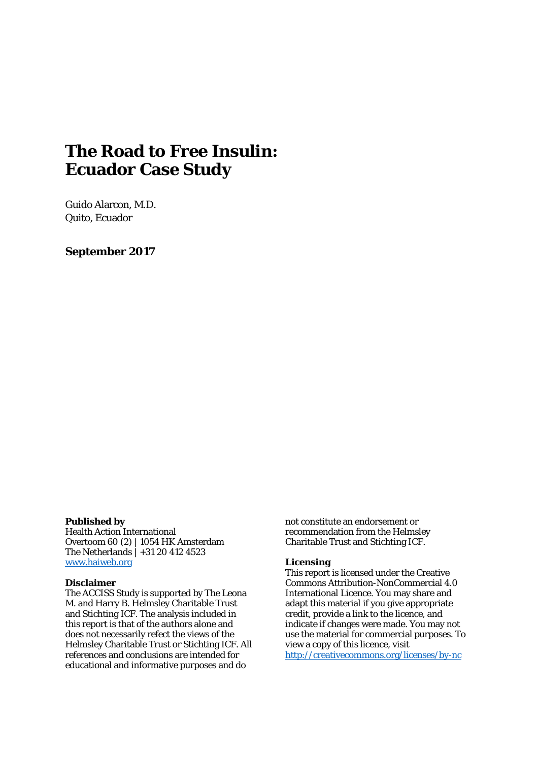# The Road to Free Insulin: Ecuador Case Study

Guido Alarcon, M.D.
Quito, Ecuador

**September 2017**

**Published by**
Health Action International
Overtoom 60 (2) | 1054 HK Amsterdam
The Netherlands | +31 20 412 4523
www.haiweb.org

**Disclaimer**
The ACCISS Study is supported by The Leona M. and Harry B. Helmsley Charitable Trust and Stichting ICF. The analysis included in this report is that of the authors alone and does not necessarily refect the views of the Helmsley Charitable Trust or Stichting ICF. All references and conclusions are intended for educational and informative purposes and do not constitute an endorsement or recommendation from the Helmsley Charitable Trust and Stichting ICF.

**Licensing**
This report is licensed under the Creative Commons Attribution-NonCommercial 4.0 International Licence. You may share and adapt this material if you give appropriate credit, provide a link to the licence, and indicate if changes were made. You may not use the material for commercial purposes. To view a copy of this licence, visit http://creativecommons.org/licenses/by-nc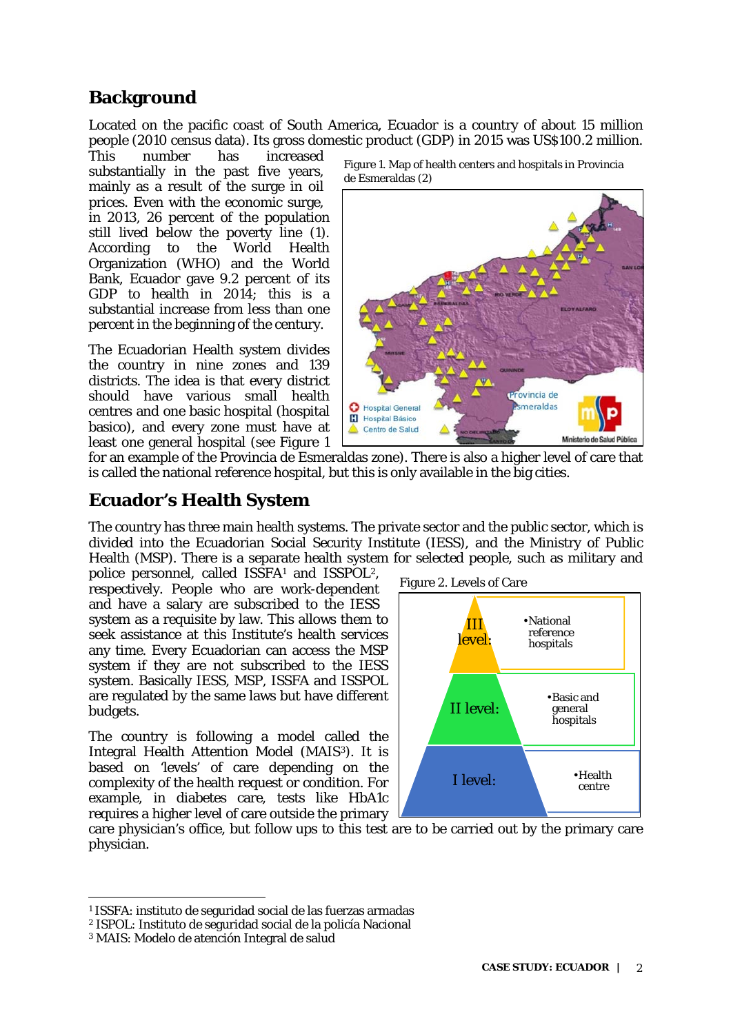## Background

Located on the pacific coast of South America, Ecuador is a country of about 15 million people (2010 census data). Its gross domestic product (GDP) in 2015 was US$100.2 million. This number has increased substantially in the past five years, mainly as a result of the surge in oil prices. Even with the economic surge, in 2013, 26 percent of the population still lived below the poverty line (1). According to the World Health Organization (WHO) and the World Bank, Ecuador gave 9.2 percent of its GDP to health in 2014; this is a substantial increase from less than one percent in the beginning of the century.

Figure 1. Map of health centers and hospitals in Provincia de Esmeraldas (2)

The Ecuadorian Health system divides the country in nine zones and 139 districts. The idea is that every district should have various small health centres and one basic hospital (hospital basico), and every zone must have at least one general hospital (see Figure 1 for an example of the Provincia de Esmeraldas zone). There is also a higher level of care that is called the national reference hospital, but this is only available in the big cities.

## Ecuador's Health System

The country has three main health systems. The private sector and the public sector, which is divided into the Ecuadorian Social Security Institute (IESS), and the Ministry of Public Health (MSP). There is a separate health system for selected people, such as military and police personnel, called ISSFA[1] and ISSPOL[2], respectively. People who are work-dependent and have a salary are subscribed to the IESS system as a requisite by law. This allows them to seek assistance at this Institute's health services any time. Every Ecuadorian can access the MSP system if they are not subscribed to the IESS system. Basically IESS, MSP, ISSFA and ISSPOL are regulated by the same laws but have different budgets.

Figure 2. Levels of Care

The country is following a model called the Integral Health Attention Model (MAIS[3]). It is based on 'levels' of care depending on the complexity of the health request or condition. For example, in diabetes care, tests like HbA1c requires a higher level of care outside the primary care physician's office, but follow ups to this test are to be carried out by the primary care physician.

---

[1] ISSFA: instituto de seguridad social de las fuerzas armadas

[2] ISPOL: Instituto de seguridad social de la policía Nacional

[3] MAIS: Modelo de atención Integral de salud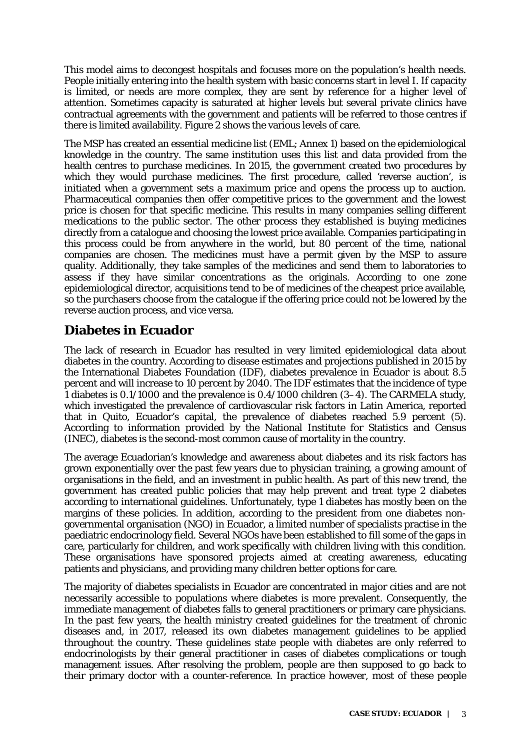This model aims to decongest hospitals and focuses more on the population's health needs. People initially entering into the health system with basic concerns start in level I. If capacity is limited, or needs are more complex, they are sent by reference for a higher level of attention. Sometimes capacity is saturated at higher levels but several private clinics have contractual agreements with the government and patients will be referred to those centres if there is limited availability. Figure 2 shows the various levels of care.

The MSP has created an essential medicine list (EML; Annex 1) based on the epidemiological knowledge in the country. The same institution uses this list and data provided from the health centres to purchase medicines. In 2015, the government created two procedures by which they would purchase medicines. The first procedure, called 'reverse auction', is initiated when a government sets a maximum price and opens the process up to auction. Pharmaceutical companies then offer competitive prices to the government and the lowest price is chosen for that specific medicine. This results in many companies selling different medications to the public sector. The other process they established is buying medicines directly from a catalogue and choosing the lowest price available. Companies participating in this process could be from anywhere in the world, but 80 percent of the time, national companies are chosen. The medicines must have a permit given by the MSP to assure quality. Additionally, they take samples of the medicines and send them to laboratories to assess if they have similar concentrations as the originals. According to one zone epidemiological director, acquisitions tend to be of medicines of the cheapest price available, so the purchasers choose from the catalogue if the offering price could not be lowered by the reverse auction process, and vice versa.

## Diabetes in Ecuador

The lack of research in Ecuador has resulted in very limited epidemiological data about diabetes in the country. According to disease estimates and projections published in 2015 by the International Diabetes Foundation (IDF), diabetes prevalence in Ecuador is about 8.5 percent and will increase to 10 percent by 2040. The IDF estimates that the incidence of type 1 diabetes is 0.1/1000 and the prevalence is 0.4/1000 children (3–4). The CARMELA study, which investigated the prevalence of cardiovascular risk factors in Latin America, reported that in Quito, Ecuador's capital, the prevalence of diabetes reached 5.9 percent (5). According to information provided by the National Institute for Statistics and Census (INEC), diabetes is the second-most common cause of mortality in the country.

The average Ecuadorian's knowledge and awareness about diabetes and its risk factors has grown exponentially over the past few years due to physician training, a growing amount of organisations in the field, and an investment in public health. As part of this new trend, the government has created public policies that may help prevent and treat type 2 diabetes according to international guidelines. Unfortunately, type 1 diabetes has mostly been on the margins of these policies. In addition, according to the president from one diabetes non-governmental organisation (NGO) in Ecuador, a limited number of specialists practise in the paediatric endocrinology field. Several NGOs have been established to fill some of the gaps in care, particularly for children, and work specifically with children living with this condition. These organisations have sponsored projects aimed at creating awareness, educating patients and physicians, and providing many children better options for care.

The majority of diabetes specialists in Ecuador are concentrated in major cities and are not necessarily accessible to populations where diabetes is more prevalent. Consequently, the immediate management of diabetes falls to general practitioners or primary care physicians. In the past few years, the health ministry created guidelines for the treatment of chronic diseases and, in 2017, released its own diabetes management guidelines to be applied throughout the country. These guidelines state people with diabetes are only referred to endocrinologists by their general practitioner in cases of diabetes complications or tough management issues. After resolving the problem, people are then supposed to go back to their primary doctor with a counter-reference. In practice however, most of these people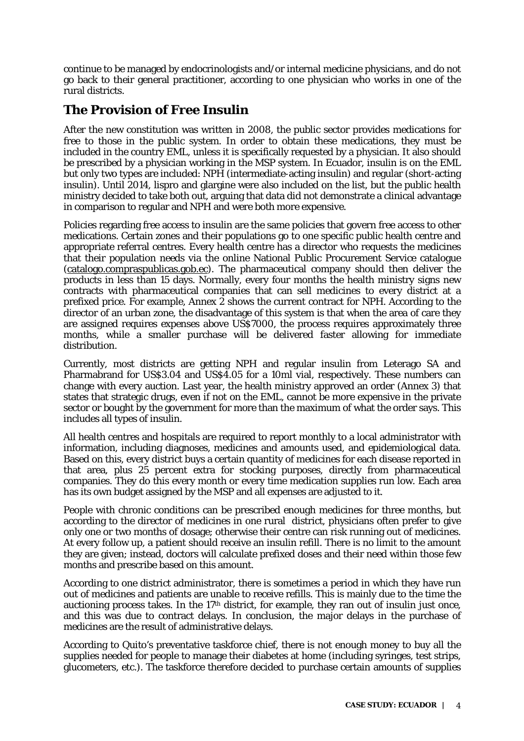continue to be managed by endocrinologists and/or internal medicine physicians, and do not go back to their general practitioner, according to one physician who works in one of the rural districts.

## The Provision of Free Insulin

After the new constitution was written in 2008, the public sector provides medications for free to those in the public system. In order to obtain these medications, they must be included in the country EML, unless it is specifically requested by a physician. It also should be prescribed by a physician working in the MSP system. In Ecuador, insulin is on the EML but only two types are included: NPH (intermediate-acting insulin) and regular (short-acting insulin). Until 2014, lispro and glargine were also included on the list, but the public health ministry decided to take both out, arguing that data did not demonstrate a clinical advantage in comparison to regular and NPH and were both more expensive.

Policies regarding free access to insulin are the same policies that govern free access to other medications. Certain zones and their populations go to one specific public health centre and appropriate referral centres. Every health centre has a director who requests the medicines that their population needs via the online National Public Procurement Service catalogue (catalogo.compraspublicas.gob.ec). The pharmaceutical company should then deliver the products in less than 15 days. Normally, every four months the health ministry signs new contracts with pharmaceutical companies that can sell medicines to every district at a prefixed price. For example, Annex 2 shows the current contract for NPH. According to the director of an urban zone, the disadvantage of this system is that when the area of care they are assigned requires expenses above US$7000, the process requires approximately three months, while a smaller purchase will be delivered faster allowing for immediate distribution.

Currently, most districts are getting NPH and regular insulin from Leterago SA and Pharmabrand for US$3.04 and US$4.05 for a 10ml vial, respectively. These numbers can change with every auction. Last year, the health ministry approved an order (Annex 3) that states that strategic drugs, even if not on the EML, cannot be more expensive in the private sector or bought by the government for more than the maximum of what the order says. This includes all types of insulin.

All health centres and hospitals are required to report monthly to a local administrator with information, including diagnoses, medicines and amounts used, and epidemiological data. Based on this, every district buys a certain quantity of medicines for each disease reported in that area, plus 25 percent extra for stocking purposes, directly from pharmaceutical companies. They do this every month or every time medication supplies run low. Each area has its own budget assigned by the MSP and all expenses are adjusted to it.

People with chronic conditions can be prescribed enough medicines for three months, but according to the director of medicines in one rural district, physicians often prefer to give only one or two months of dosage; otherwise their centre can risk running out of medicines. At every follow up, a patient should receive an insulin refill. There is no limit to the amount they are given; instead, doctors will calculate prefixed doses and their need within those few months and prescribe based on this amount.

According to one district administrator, there is sometimes a period in which they have run out of medicines and patients are unable to receive refills. This is mainly due to the time the auctioning process takes. In the 17th district, for example, they ran out of insulin just once, and this was due to contract delays. In conclusion, the major delays in the purchase of medicines are the result of administrative delays.

According to Quito's preventative taskforce chief, there is not enough money to buy all the supplies needed for people to manage their diabetes at home (including syringes, test strips, glucometers, etc.). The taskforce therefore decided to purchase certain amounts of supplies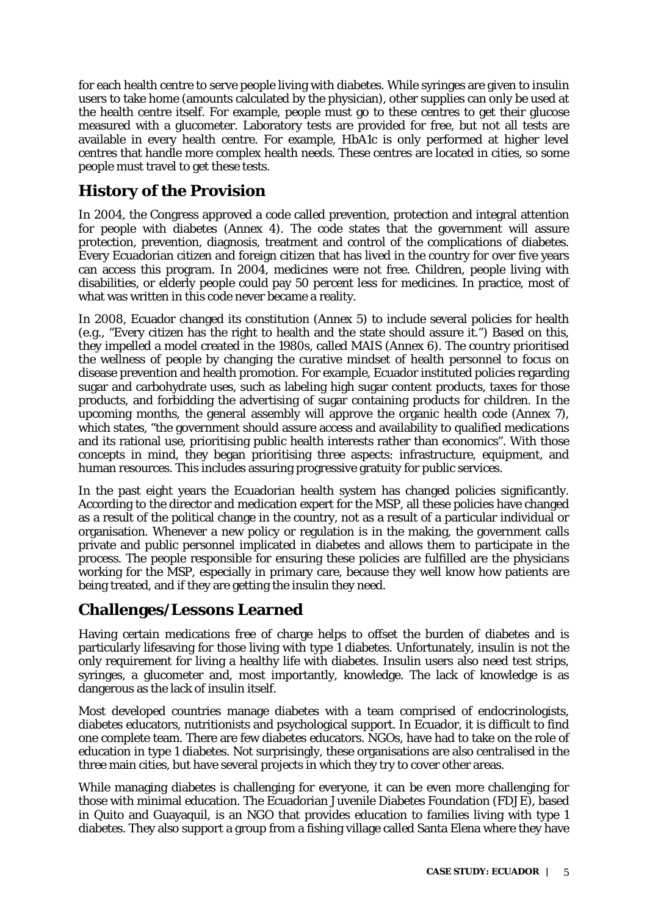for each health centre to serve people living with diabetes. While syringes are given to insulin users to take home (amounts calculated by the physician), other supplies can only be used at the health centre itself. For example, people must go to these centres to get their glucose measured with a glucometer. Laboratory tests are provided for free, but not all tests are available in every health centre. For example, HbA1c is only performed at higher level centres that handle more complex health needs. These centres are located in cities, so some people must travel to get these tests.

## History of the Provision

In 2004, the Congress approved a code called prevention, protection and integral attention for people with diabetes (Annex 4). The code states that the government will assure protection, prevention, diagnosis, treatment and control of the complications of diabetes. Every Ecuadorian citizen and foreign citizen that has lived in the country for over five years can access this program. In 2004, medicines were not free. Children, people living with disabilities, or elderly people could pay 50 percent less for medicines. In practice, most of what was written in this code never became a reality.

In 2008, Ecuador changed its constitution (Annex 5) to include several policies for health (e.g., "Every citizen has the right to health and the state should assure it.") Based on this, they impelled a model created in the 1980s, called MAIS (Annex 6). The country prioritised the wellness of people by changing the curative mindset of health personnel to focus on disease prevention and health promotion. For example, Ecuador instituted policies regarding sugar and carbohydrate uses, such as labeling high sugar content products, taxes for those products, and forbidding the advertising of sugar containing products for children. In the upcoming months, the general assembly will approve the organic health code (Annex 7), which states, "the government should assure access and availability to qualified medications and its rational use, prioritising public health interests rather than economics". With those concepts in mind, they began prioritising three aspects: infrastructure, equipment, and human resources. This includes assuring progressive gratuity for public services.

In the past eight years the Ecuadorian health system has changed policies significantly. According to the director and medication expert for the MSP, all these policies have changed as a result of the political change in the country, not as a result of a particular individual or organisation. Whenever a new policy or regulation is in the making, the government calls private and public personnel implicated in diabetes and allows them to participate in the process. The people responsible for ensuring these policies are fulfilled are the physicians working for the MSP, especially in primary care, because they well know how patients are being treated, and if they are getting the insulin they need.

## Challenges/Lessons Learned

Having certain medications free of charge helps to offset the burden of diabetes and is particularly lifesaving for those living with type 1 diabetes. Unfortunately, insulin is not the only requirement for living a healthy life with diabetes. Insulin users also need test strips, syringes, a glucometer and, most importantly, knowledge. The lack of knowledge is as dangerous as the lack of insulin itself.

Most developed countries manage diabetes with a team comprised of endocrinologists, diabetes educators, nutritionists and psychological support. In Ecuador, it is difficult to find one complete team. There are few diabetes educators. NGOs, have had to take on the role of education in type 1 diabetes. Not surprisingly, these organisations are also centralised in the three main cities, but have several projects in which they try to cover other areas.

While managing diabetes is challenging for everyone, it can be even more challenging for those with minimal education. The Ecuadorian Juvenile Diabetes Foundation (FDJE), based in Quito and Guayaquil, is an NGO that provides education to families living with type 1 diabetes. They also support a group from a fishing village called Santa Elena where they have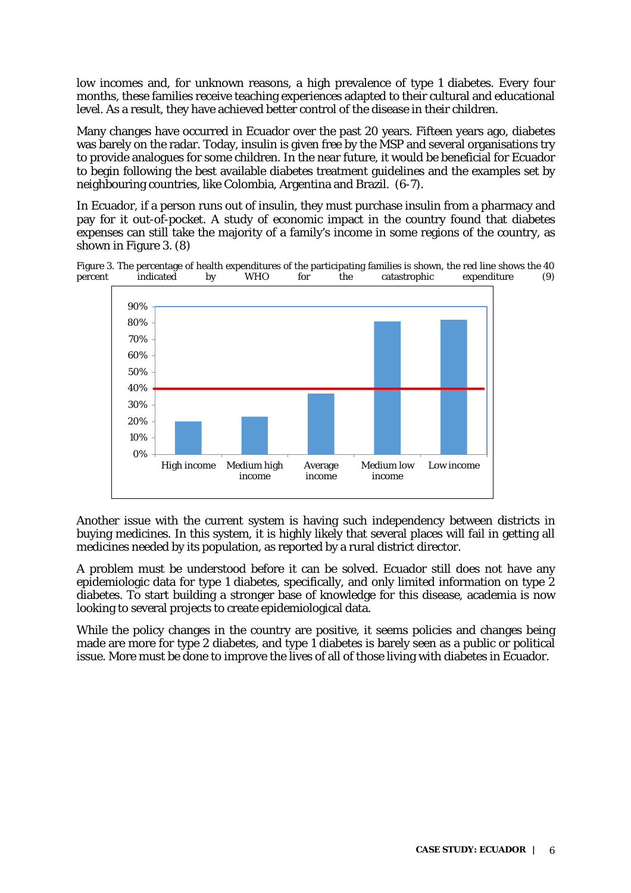low incomes and, for unknown reasons, a high prevalence of type 1 diabetes. Every four months, these families receive teaching experiences adapted to their cultural and educational level. As a result, they have achieved better control of the disease in their children.

Many changes have occurred in Ecuador over the past 20 years. Fifteen years ago, diabetes was barely on the radar. Today, insulin is given free by the MSP and several organisations try to provide analogues for some children. In the near future, it would be beneficial for Ecuador to begin following the best available diabetes treatment guidelines and the examples set by neighbouring countries, like Colombia, Argentina and Brazil. (6-7).

In Ecuador, if a person runs out of insulin, they must purchase insulin from a pharmacy and pay for it out-of-pocket. A study of economic impact in the country found that diabetes expenses can still take the majority of a family's income in some regions of the country, as shown in Figure 3. (8)

Figure 3. The percentage of health expenditures of the participating families is shown, the red line shows the 40 percent indicated by WHO for the catastrophic expenditure (9)

Another issue with the current system is having such independency between districts in buying medicines. In this system, it is highly likely that several places will fail in getting all medicines needed by its population, as reported by a rural district director.

A problem must be understood before it can be solved. Ecuador still does not have any epidemiologic data for type 1 diabetes, specifically, and only limited information on type 2 diabetes. To start building a stronger base of knowledge for this disease, academia is now looking to several projects to create epidemiological data.

While the policy changes in the country are positive, it seems policies and changes being made are more for type 2 diabetes, and type 1 diabetes is barely seen as a public or political issue. More must be done to improve the lives of all of those living with diabetes in Ecuador.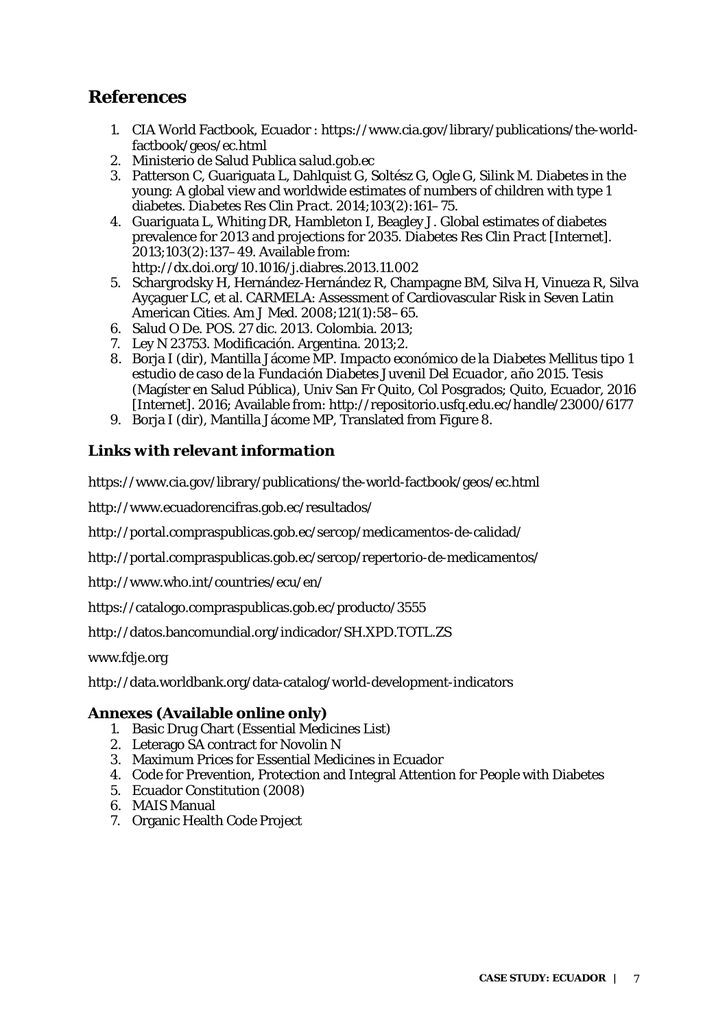## References

1. CIA World Factbook, Ecuador : https://www.cia.gov/library/publications/the-world-factbook/geos/ec.html
2. Ministerio de Salud Publica salud.gob.ec
3. Patterson C, Guariguata L, Dahlquist G, Soltész G, Ogle G, Silink M. Diabetes in the young: A global view and worldwide estimates of numbers of children with type 1 diabetes. *Diabetes Res Clin Pract*. 2014;103(2):161–75.
4. Guariguata L, Whiting DR, Hambleton I, Beagley J. Global estimates of diabetes prevalence for 2013 and projections for 2035. *Diabetes Res Clin Pract* [Internet]. 2013;103(2):137–49. Available from: http://dx.doi.org/10.1016/j.diabres.2013.11.002
5. Schargrodsky H, Hernández-Hernández R, Champagne BM, Silva H, Vinueza R, Silva Ayçaguer LC, et al. CARMELA: Assessment of Cardiovascular Risk in Seven Latin American Cities. Am J Med. 2008;121(1):58–65.
6. Salud O De. POS. 27 dic. 2013. Colombia. 2013;
7. Ley N 23753. Modificación. Argentina. 2013;2.
8. Borja I (dir), Mantilla Jácome MP. *Impacto económico de la Diabetes Mellitus tipo 1 estudio de caso de la Fundación Diabetes Juvenil Del Ecuador, año 2015*. Tesis (Magíster en Salud Pública), Univ San Fr Quito, Col Posgrados; Quito, Ecuador, 2016 [Internet]. 2016; Available from: http://repositorio.usfq.edu.ec/handle/23000/6177
9. Borja I (dir), Mantilla Jácome MP, Translated from Figure 8.

### *Links with relevant information*

https://www.cia.gov/library/publications/the-world-factbook/geos/ec.html

http://www.ecuadorencifras.gob.ec/resultados/

http://portal.compraspublicas.gob.ec/sercop/medicamentos-de-calidad/

http://portal.compraspublicas.gob.ec/sercop/repertorio-de-medicamentos/

http://www.who.int/countries/ecu/en/

https://catalogo.compraspublicas.gob.ec/producto/3555

http://datos.bancomundial.org/indicador/SH.XPD.TOTL.ZS

www.fdje.org

http://data.worldbank.org/data-catalog/world-development-indicators

### Annexes (Available online only)

1. Basic Drug Chart (Essential Medicines List)
2. Leterago SA contract for Novolin N
3. Maximum Prices for Essential Medicines in Ecuador
4. Code for Prevention, Protection and Integral Attention for People with Diabetes
5. Ecuador Constitution (2008)
6. MAIS Manual
7. Organic Health Code Project